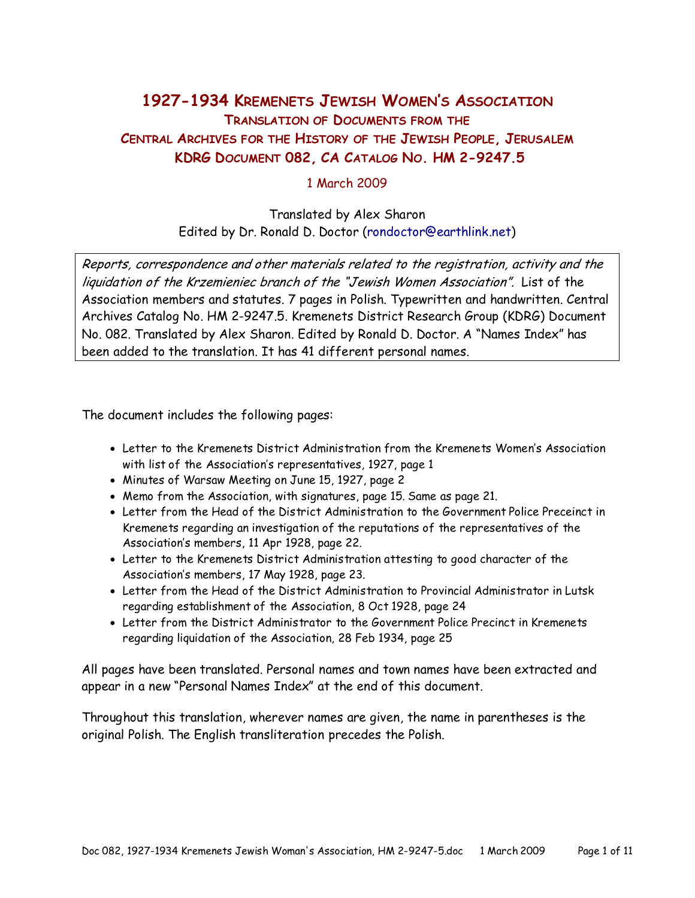# 1927-1934 Kremenets Jewish Women's Association

## Translation of Documents from the Central Archives for the History of the Jewish People, Jerusalem

## KDRG Document 082, CA Catalog No. HM 2-9247.5

1 March 2009

Translated by Alex Sharon
Edited by Dr. Ronald D. Doctor (rondoctor@earthlink.net)

*Reports, correspondence and other materials related to the registration, activity and the liquidation of the Krzemieniec branch of the "Jewish Women Association".* List of the Association members and statutes. 7 pages in Polish. Typewritten and handwritten. Central Archives Catalog No. HM 2-9247.5. Kremenets District Research Group (KDRG) Document No. 082. Translated by Alex Sharon. Edited by Ronald D. Doctor. A "Names Index" has been added to the translation. It has 41 different personal names.

The document includes the following pages:

- Letter to the Kremenets District Administration from the Kremenets Women's Association with list of the Association's representatives, 1927, page 1
- Minutes of Warsaw Meeting on June 15, 1927, page 2
- Memo from the Association, with signatures, page 15. Same as page 21.
- Letter from the Head of the District Administration to the Government Police Preceinct in Kremenets regarding an investigation of the reputations of the representatives of the Association's members, 11 Apr 1928, page 22.
- Letter to the Kremenets District Administration attesting to good character of the Association's members, 17 May 1928, page 23.
- Letter from the Head of the District Administration to Provincial Administrator in Lutsk regarding establishment of the Association, 8 Oct 1928, page 24
- Letter from the District Administrator to the Government Police Precinct in Kremenets regarding liquidation of the Association, 28 Feb 1934, page 25

All pages have been translated. Personal names and town names have been extracted and appear in a new "Personal Names Index" at the end of this document.

Throughout this translation, wherever names are given, the name in parentheses is the original Polish. The English transliteration precedes the Polish.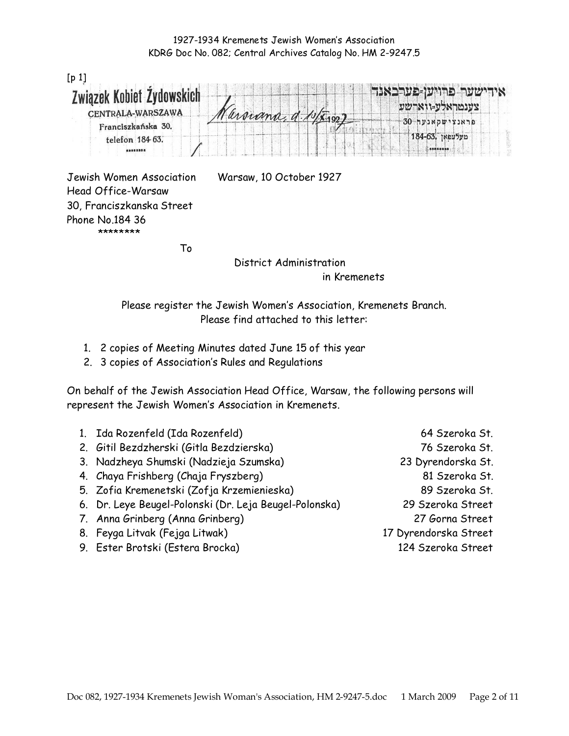1927-1934 Kremenets Jewish Women's Association
KDRG Doc No. 082; Central Archives Catalog No. HM 2-9247.5

[p 1]

**Związek Kobiet Żydowskich**
CENTRALA-WARSZAWA
Franciszkańska 30.
telefon 184-63.

Warszawa, d. 10/X 1927

אידישער פרויען-פערבאנד
צענטראלע-ווארשע
פראנציסקאנער 30
טעלעפאן 184-63.

Jewish Women Association
Head Office-Warsaw
30, Franciszkanska Street
Phone No.184 36
********

Warsaw, 10 October 1927

To

District Administration
in Kremenets

Please register the Jewish Women's Association, Kremenets Branch.
Please find attached to this letter:

1. 2 copies of Meeting Minutes dated June 15 of this year
2. 3 copies of Association's Rules and Regulations

On behalf of the Jewish Association Head Office, Warsaw, the following persons will represent the Jewish Women's Association in Kremenets.

| | Name | Address |
|---|---|---|
| 1. | Ida Rozenfeld (Ida Rozenfeld) | 64 Szeroka St. |
| 2. | Gitil Bezdzherski (Gitla Bezdzierska) | 76 Szeroka St. |
| 3. | Nadzheya Shumski (Nadzieja Szumska) | 23 Dyrendorska St. |
| 4. | Chaya Frishberg (Chaja Fryszberg) | 81 Szeroka St. |
| 5. | Zofia Kremenetski (Zofja Krzemienieska) | 89 Szeroka St. |
| 6. | Dr. Leye Beugel-Polonski (Dr. Leja Beugel-Polonska) | 29 Szeroka Street |
| 7. | Anna Grinberg (Anna Grinberg) | 27 Gorna Street |
| 8. | Feyga Litvak (Fejga Litwak) | 17 Dyrendorska Street |
| 9. | Ester Brotski (Estera Brocka) | 124 Szeroka Street |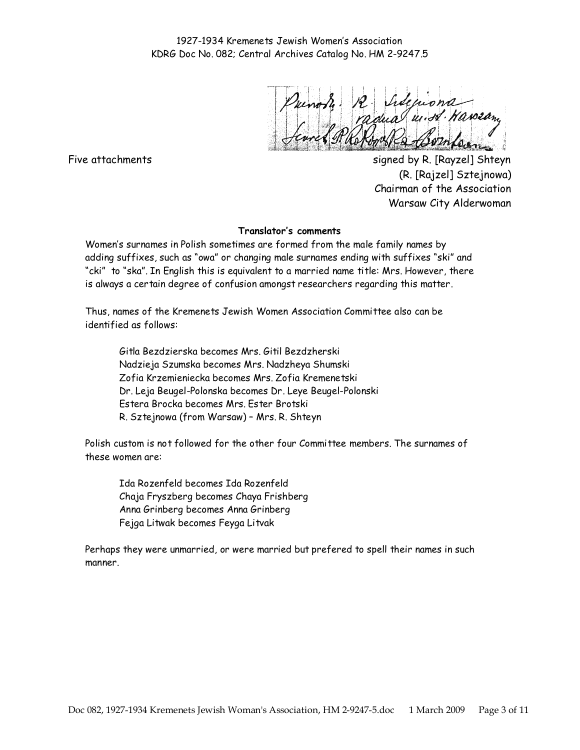1927-1934 Kremenets Jewish Women's Association
KDRG Doc No. 082; Central Archives Catalog No. HM 2-9247.5

Five attachments

signed by R. [Rayzel] Shteyn
(R. [Rajzel] Sztejnowa)
Chairman of the Association
Warsaw City Alderwoman

**Translator's comments**

Women's surnames in Polish sometimes are formed from the male family names by adding suffixes, such as "owa" or changing male surnames ending with suffixes "ski" and "cki" to "ska". In English this is equivalent to a married name title: Mrs. However, there is always a certain degree of confusion amongst researchers regarding this matter.

Thus, names of the Kremenets Jewish Women Association Committee also can be identified as follows:

> Gitla Bezdzierska becomes Mrs. Gitil Bezdzherski
> Nadzieja Szumska becomes Mrs. Nadzheya Shumski
> Zofia Krzemieniecka becomes Mrs. Zofia Kremenetski
> Dr. Leja Beugel-Polonska becomes Dr. Leye Beugel-Polonski
> Estera Brocka becomes Mrs. Ester Brotski
> R. Sztejnowa (from Warsaw) – Mrs. R. Shteyn

Polish custom is not followed for the other four Committee members. The surnames of these women are:

> Ida Rozenfeld becomes Ida Rozenfeld
> Chaja Fryszberg becomes Chaya Frishberg
> Anna Grinberg becomes Anna Grinberg
> Fejga Litwak becomes Feyga Litvak

Perhaps they were unmarried, or were married but prefered to spell their names in such manner.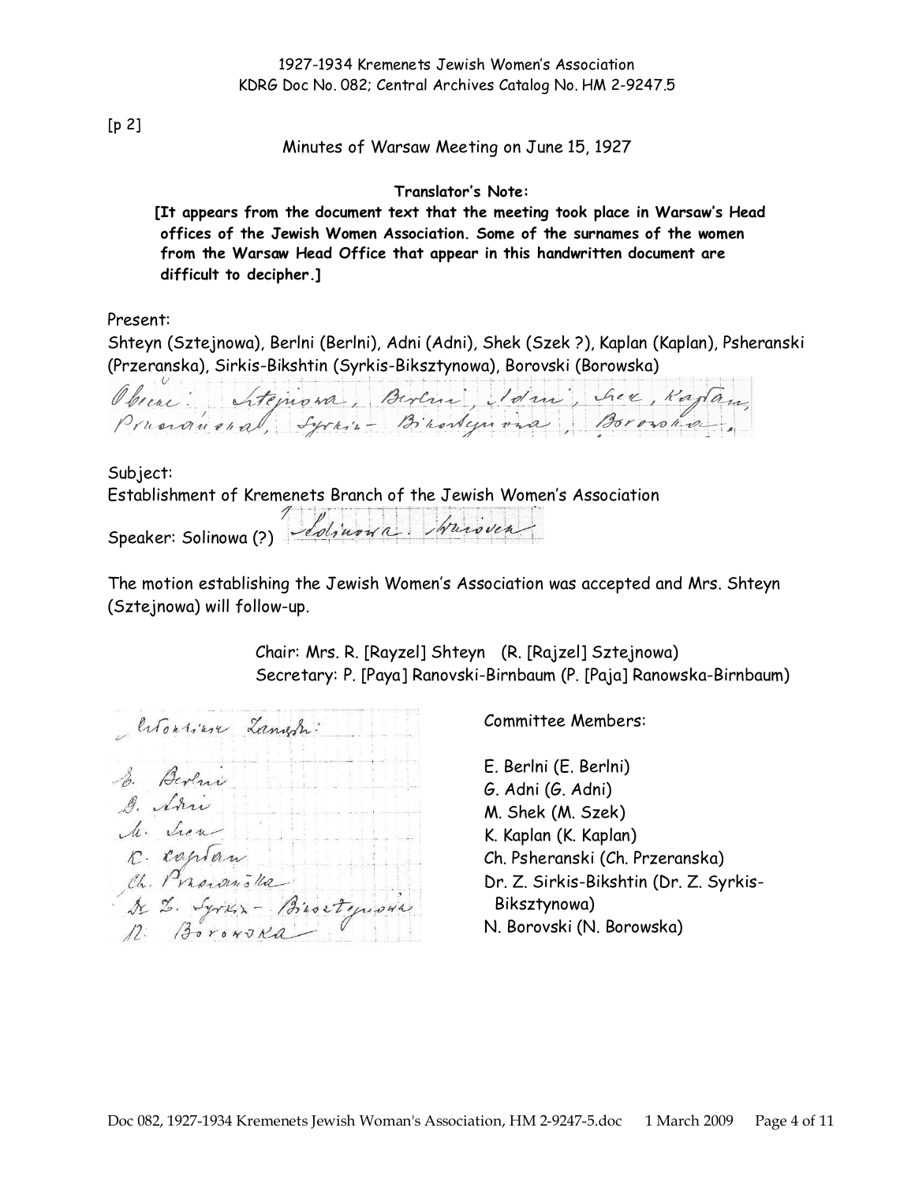[p 2]

Minutes of Warsaw Meeting on June 15, 1927

**Translator's Note:**

**[It appears from the document text that the meeting took place in Warsaw's Head offices of the Jewish Women Association. Some of the surnames of the women from the Warsaw Head Office that appear in this handwritten document are difficult to decipher.]**

Present:

Shteyn (Sztejnowa), Berlni (Berlni), Adni (Adni), Shek (Szek ?), Kaplan (Kaplan), Psheranski (Przeranska), Sirkis-Bikshtin (Syrkis-Biksztynowa), Borovski (Borowska)

Subject:

Establishment of Kremenets Branch of the Jewish Women's Association

Speaker: Solinowa (?)

The motion establishing the Jewish Women's Association was accepted and Mrs. Shteyn (Sztejnowa) will follow-up.

Chair: Mrs. R. [Rayzel] Shteyn (R. [Rajzel] Sztejnowa)
Secretary: P. [Paya] Ranovski-Birnbaum (P. [Paja] Ranowska-Birnbaum)

Committee Members:

E. Berlni (E. Berlni)
G. Adni (G. Adni)
M. Shek (M. Szek)
K. Kaplan (K. Kaplan)
Ch. Psheranski (Ch. Przeranska)
Dr. Z. Sirkis-Bikshtin (Dr. Z. Syrkis-Biksztynowa)
N. Borovski (N. Borowska)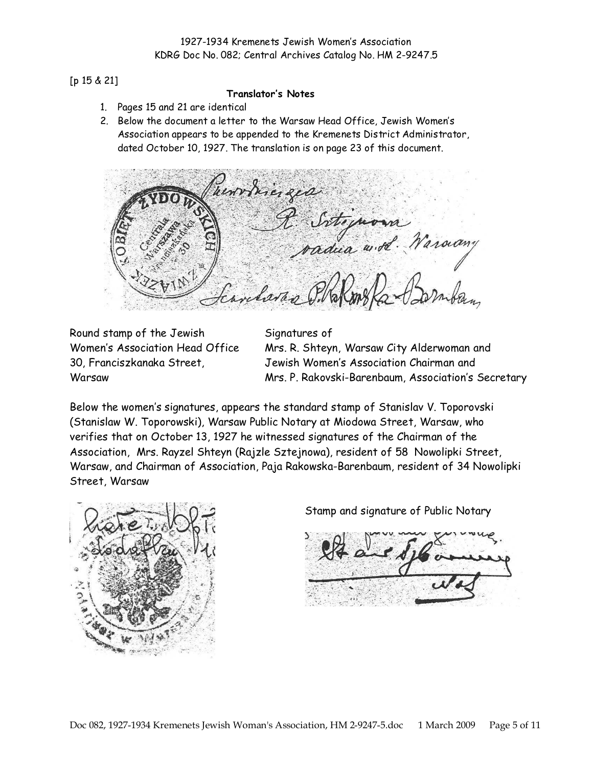[p 15 & 21]

**Translator's Notes**

1. Pages 15 and 21 are identical
2. Below the document a letter to the Warsaw Head Office, Jewish Women's Association appears to be appended to the Kremenets District Administrator, dated October 10, 1927. The translation is on page 23 of this document.

Round stamp of the Jewish Women's Association Head Office 30, Franciszkanaka Street, Warsaw

Signatures of Mrs. R. Shteyn, Warsaw City Alderwoman and Jewish Women's Association Chairman and Mrs. P. Rakovski-Barenbaum, Association's Secretary

Below the women's signatures, appears the standard stamp of Stanislav V. Toporovski (Stanislaw W. Toporowski), Warsaw Public Notary at Miodowa Street, Warsaw, who verifies that on October 13, 1927 he witnessed signatures of the Chairman of the Association, Mrs. Rayzel Shteyn (Rajzle Sztejnowa), resident of 58 Nowolipki Street, Warsaw, and Chairman of Association, Paja Rakowska-Barenbaum, resident of 34 Nowolipki Street, Warsaw

Stamp and signature of Public Notary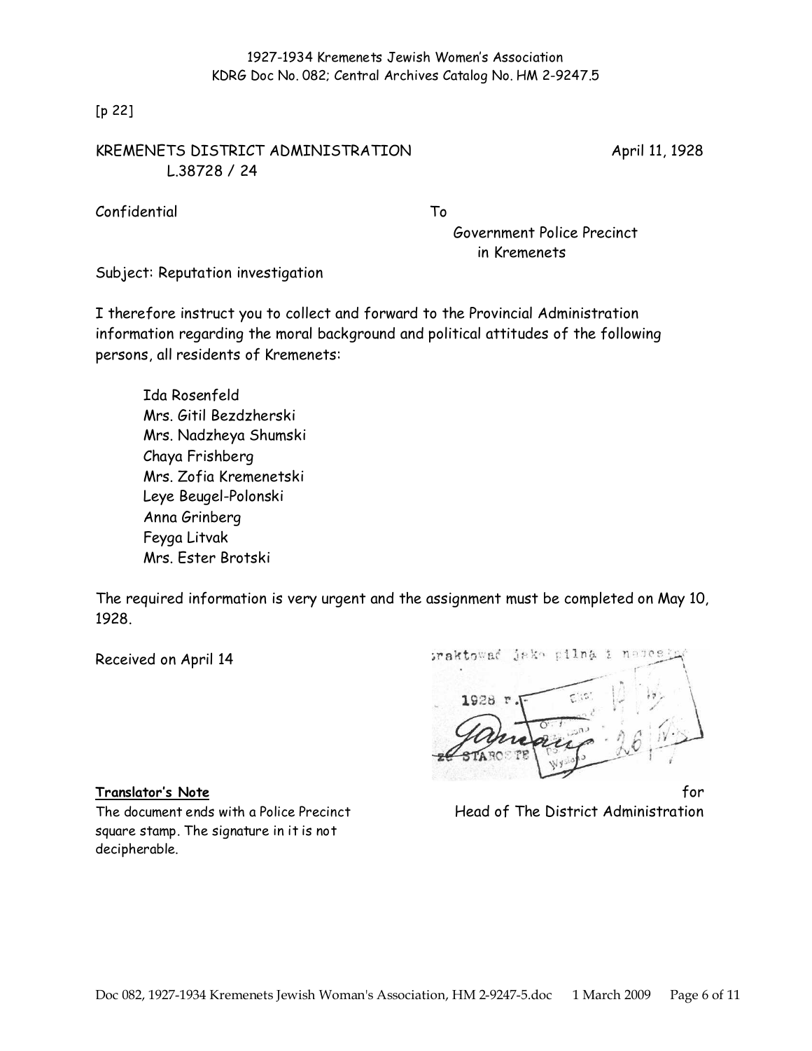1927-1934 Kremenets Jewish Women's Association
KDRG Doc No. 082; Central Archives Catalog No. HM 2-9247.5

[p 22]

KREMENETS DISTRICT ADMINISTRATION L.38728 / 24

April 11, 1928

Confidential

To
Government Police Precinct
in Kremenets

Subject: Reputation investigation

I therefore instruct you to collect and forward to the Provincial Administration information regarding the moral background and political attitudes of the following persons, all residents of Kremenets:

- Ida Rosenfeld
- Mrs. Gitil Bezdzherski
- Mrs. Nadzheya Shumski
- Chaya Frishberg
- Mrs. Zofia Kremenetski
- Leye Beugel-Polonski
- Anna Grinberg
- Feyga Litvak
- Mrs. Ester Brotski

The required information is very urgent and the assignment must be completed on May 10, 1928.

Received on April 14

for
Head of The District Administration

**Translator's Note**

The document ends with a Police Precinct square stamp. The signature in it is not decipherable.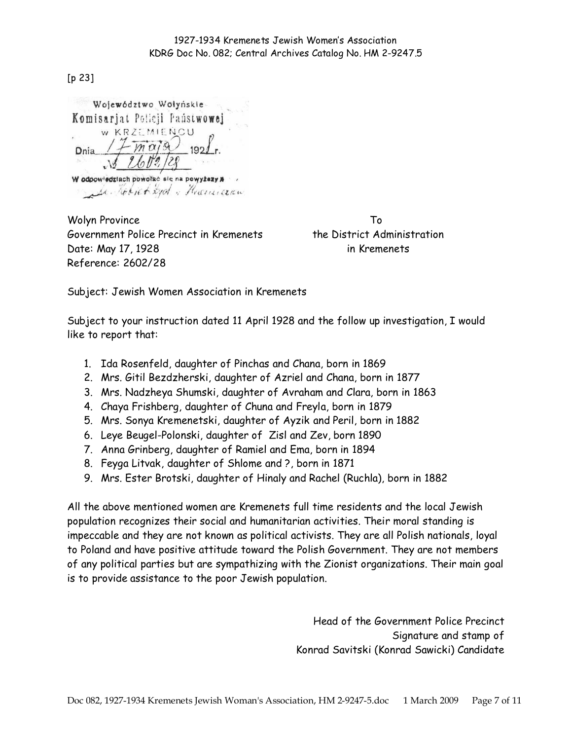[p 23]

Województwo Wołyńskie
Komisarjat Policji Państwowej
w KRZEMIENCU
Dnia 17 maja 1928 r.
№ 2602/28
W odpowiedziach powołać się na powyższy №
... Kobiet Żyd. w Krzemieńcu

Wolyn Province
Government Police Precinct in Kremenets
Date: May 17, 1928
Reference: 2602/28

To
the District Administration
in Kremenets

Subject: Jewish Women Association in Kremenets

Subject to your instruction dated 11 April 1928 and the follow up investigation, I would like to report that:

1. Ida Rosenfeld, daughter of Pinchas and Chana, born in 1869
2. Mrs. Gitil Bezdzherski, daughter of Azriel and Chana, born in 1877
3. Mrs. Nadzheya Shumski, daughter of Avraham and Clara, born in 1863
4. Chaya Frishberg, daughter of Chuna and Freyla, born in 1879
5. Mrs. Sonya Kremenetski, daughter of Ayzik and Peril, born in 1882
6. Leye Beugel-Polonski, daughter of Zisl and Zev, born 1890
7. Anna Grinberg, daughter of Ramiel and Ema, born in 1894
8. Feyga Litvak, daughter of Shlome and ?, born in 1871
9. Mrs. Ester Brotski, daughter of Hinaly and Rachel (Ruchla), born in 1882

All the above mentioned women are Kremenets full time residents and the local Jewish population recognizes their social and humanitarian activities. Their moral standing is impeccable and they are not known as political activists. They are all Polish nationals, loyal to Poland and have positive attitude toward the Polish Government. They are not members of any political parties but are sympathizing with the Zionist organizations. Their main goal is to provide assistance to the poor Jewish population.

Head of the Government Police Precinct
Signature and stamp of
Konrad Savitski (Konrad Sawicki) Candidate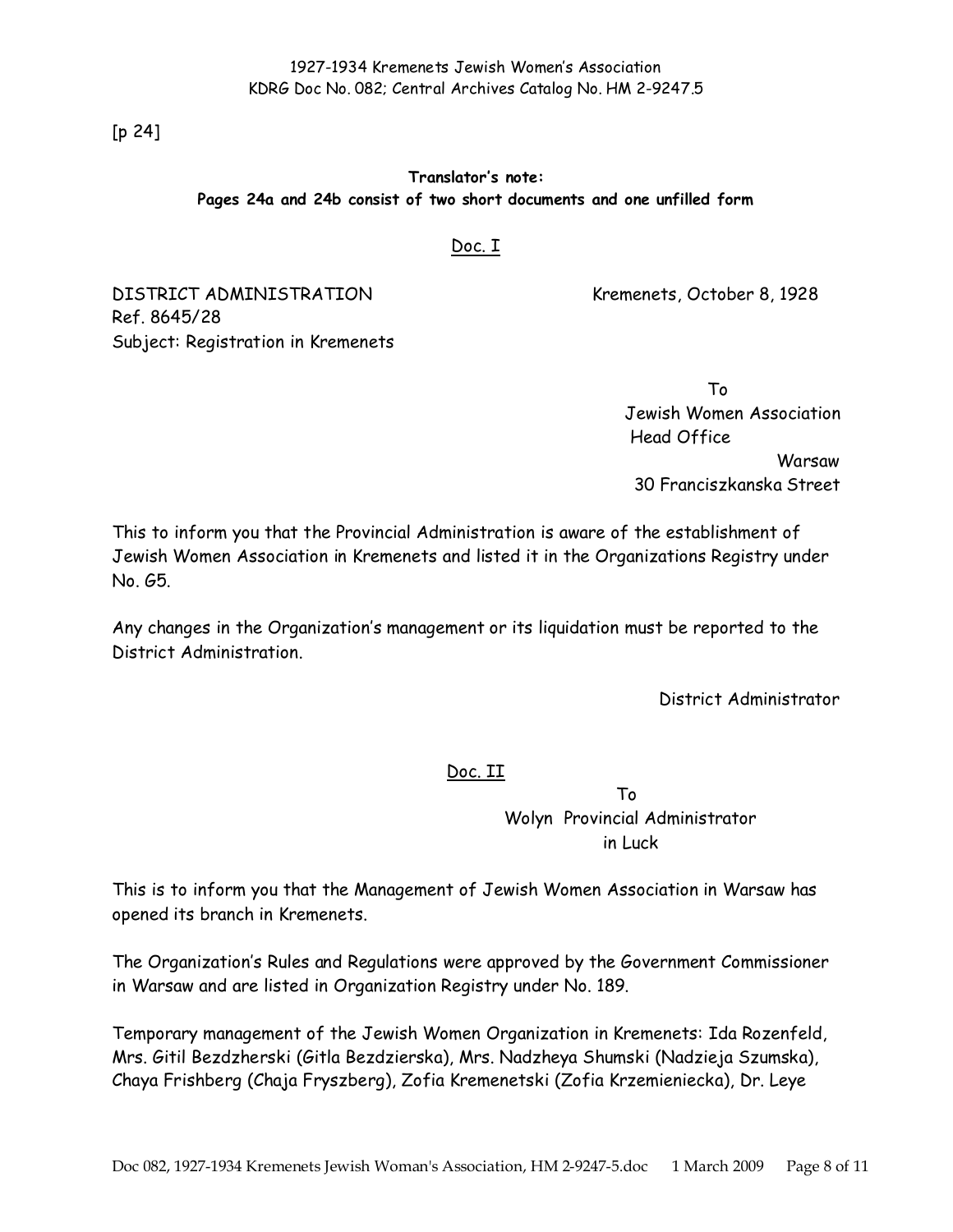[p 24]

**Translator's note:**
**Pages 24a and 24b consist of two short documents and one unfilled form**

Doc. I

DISTRICT ADMINISTRATION                                Kremenets, October 8, 1928
Ref. 8645/28
Subject: Registration in Kremenets

To
Jewish Women Association
Head Office
Warsaw
30 Franciszkanska Street

This to inform you that the Provincial Administration is aware of the establishment of Jewish Women Association in Kremenets and listed it in the Organizations Registry under No. G5.

Any changes in the Organization's management or its liquidation must be reported to the District Administration.

District Administrator

Doc. II

To
Wolyn Provincial Administrator
in Luck

This is to inform you that the Management of Jewish Women Association in Warsaw has opened its branch in Kremenets.

The Organization's Rules and Regulations were approved by the Government Commissioner in Warsaw and are listed in Organization Registry under No. 189.

Temporary management of the Jewish Women Organization in Kremenets: Ida Rozenfeld, Mrs. Gitil Bezdzherski (Gitla Bezdzierska), Mrs. Nadzheya Shumski (Nadzieja Szumska), Chaya Frishberg (Chaja Fryszberg), Zofia Kremenetski (Zofia Krzemieniecka), Dr. Leye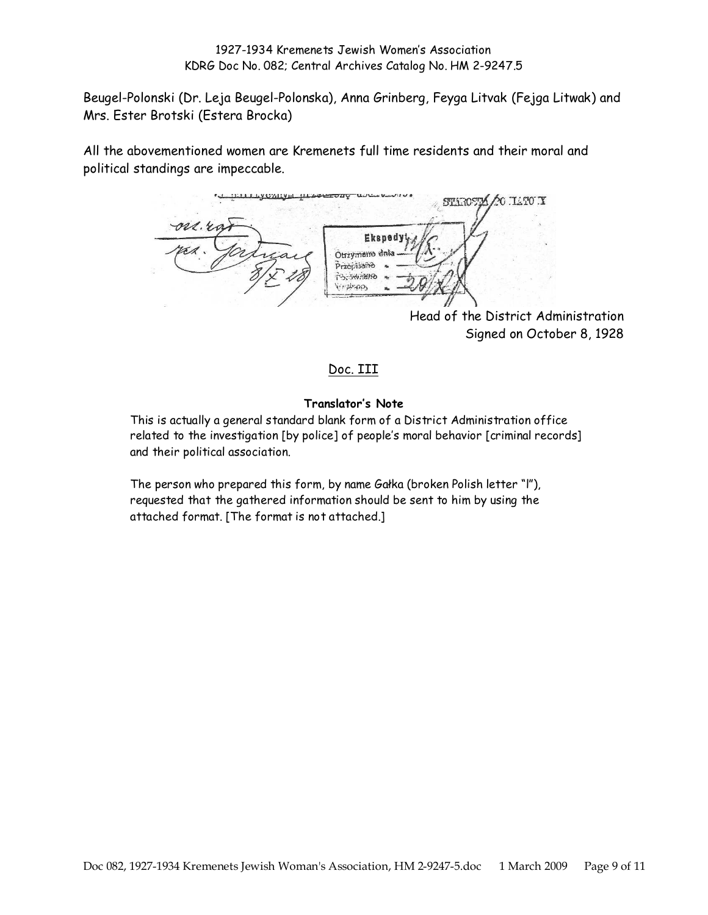Beugel-Polonski (Dr. Leja Beugel-Polonska), Anna Grinberg, Feyga Litvak (Fejga Litwak) and Mrs. Ester Brotski (Estera Brocka)

All the abovementioned women are Kremenets full time residents and their moral and political standings are impeccable.

Head of the District Administration
Signed on October 8, 1928

## Doc. III

**Translator's Note**

This is actually a general standard blank form of a District Administration office related to the investigation [by police] of people's moral behavior [criminal records] and their political association.

The person who prepared this form, by name Gałka (broken Polish letter "l"), requested that the gathered information should be sent to him by using the attached format. [The format is not attached.]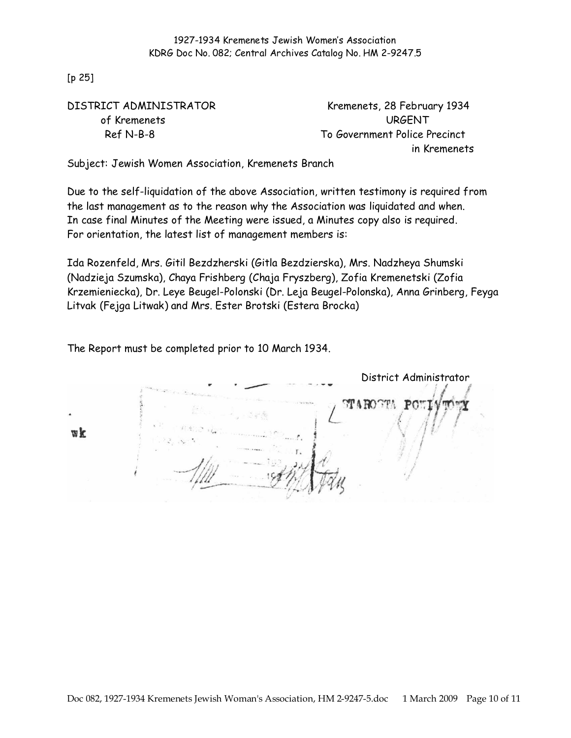[p 25]

DISTRICT ADMINISTRATOR
of Kremenets
Ref N-B-8

Kremenets, 28 February 1934
URGENT
To Government Police Precinct
in Kremenets

Subject: Jewish Women Association, Kremenets Branch

Due to the self-liquidation of the above Association, written testimony is required from the last management as to the reason why the Association was liquidated and when. In case final Minutes of the Meeting were issued, a Minutes copy also is required. For orientation, the latest list of management members is:

Ida Rozenfeld, Mrs. Gitil Bezdzherski (Gitla Bezdzierska), Mrs. Nadzheya Shumski (Nadzieja Szumska), Chaya Frishberg (Chaja Fryszberg), Zofia Kremenetski (Zofia Krzemieniecka), Dr. Leye Beugel-Polonski (Dr. Leja Beugel-Polonska), Anna Grinberg, Feyga Litvak (Fejga Litwak) and Mrs. Ester Brotski (Estera Brocka)

The Report must be completed prior to 10 March 1934.

District Administrator

wk

STAROSTA POWIATOWY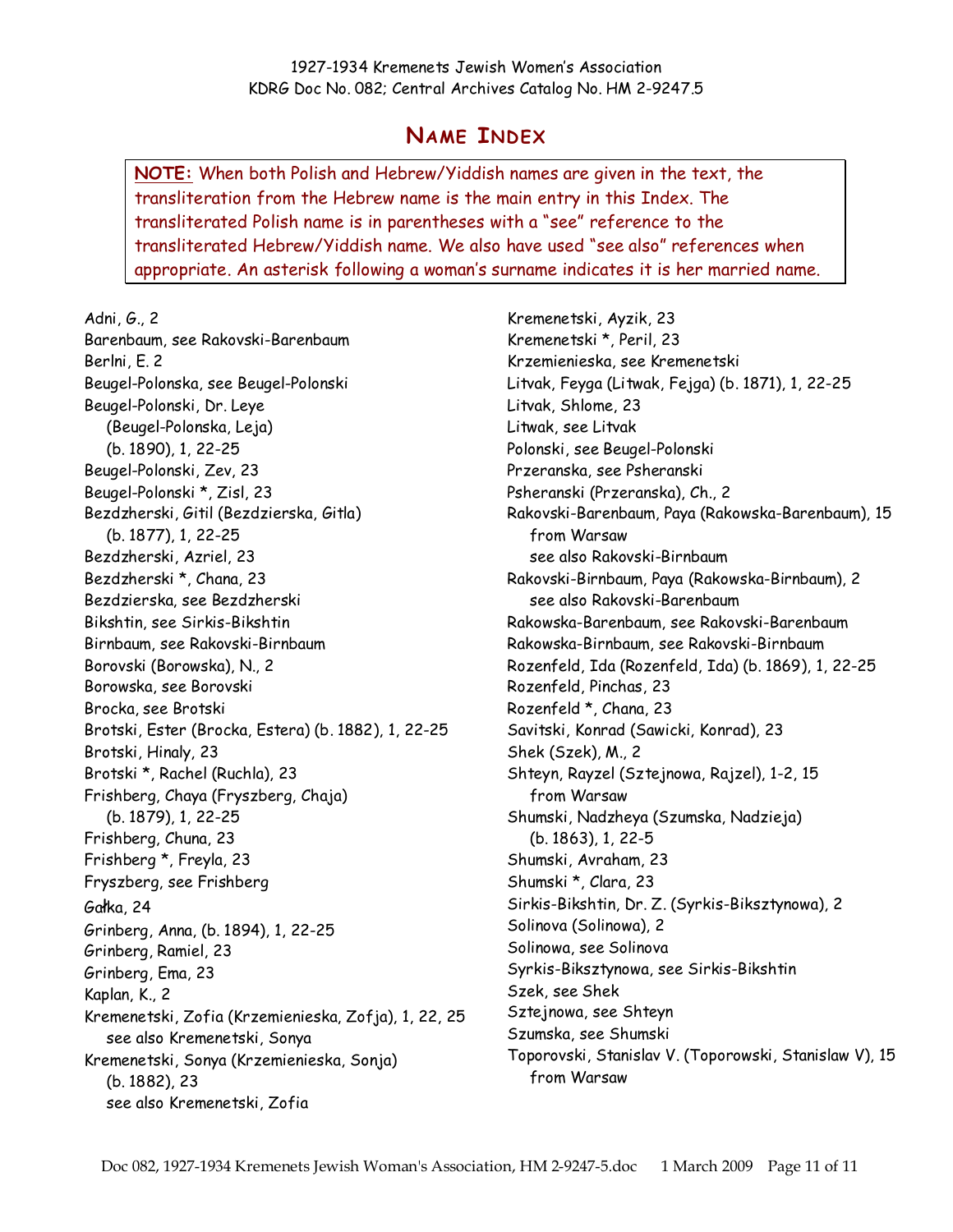1927-1934 Kremenets Jewish Women's Association
KDRG Doc No. 082; Central Archives Catalog No. HM 2-9247.5

# Name Index

**NOTE:** When both Polish and Hebrew/Yiddish names are given in the text, the transliteration from the Hebrew name is the main entry in this Index. The transliterated Polish name is in parentheses with a "see" reference to the transliterated Hebrew/Yiddish name. We also have used "see also" references when appropriate. An asterisk following a woman's surname indicates it is her married name.

Adni, G., 2
Barenbaum, see Rakovski-Barenbaum
Berlni, E. 2
Beugel-Polonska, see Beugel-Polonski
Beugel-Polonski, Dr. Leye
  (Beugel-Polonska, Leja)
  (b. 1890), 1, 22-25
Beugel-Polonski, Zev, 23
Beugel-Polonski *, Zisl, 23
Bezdzherski, Gitil (Bezdzierska, Gitla)
  (b. 1877), 1, 22-25
Bezdzherski, Azriel, 23
Bezdzherski *, Chana, 23
Bezdzierska, see Bezdzherski
Bikshtin, see Sirkis-Bikshtin
Birnbaum, see Rakovski-Birnbaum
Borovski (Borowska), N., 2
Borowska, see Borovski
Brocka, see Brotski
Brotski, Ester (Brocka, Estera) (b. 1882), 1, 22-25
Brotski, Hinaly, 23
Brotski *, Rachel (Ruchla), 23
Frishberg, Chaya (Fryszberg, Chaja)
  (b. 1879), 1, 22-25
Frishberg, Chuna, 23
Frishberg *, Freyla, 23
Fryszberg, see Frishberg
Gałka, 24
Grinberg, Anna, (b. 1894), 1, 22-25
Grinberg, Ramiel, 23
Grinberg, Ema, 23
Kaplan, K., 2
Kremenetski, Zofia (Krzemienieska, Zofja), 1, 22, 25
  see also Kremenetski, Sonya
Kremenetski, Sonya (Krzemienieska, Sonja)
  (b. 1882), 23
  see also Kremenetski, Zofia
Kremenetski, Ayzik, 23
Kremenetski *, Peril, 23
Krzemienieska, see Kremenetski
Litvak, Feyga (Litwak, Fejga) (b. 1871), 1, 22-25
Litvak, Shlome, 23
Litwak, see Litvak
Polonski, see Beugel-Polonski
Przeranska, see Psheranski
Psheranski (Przeranska), Ch., 2
Rakovski-Barenbaum, Paya (Rakowska-Barenbaum), 15
  from Warsaw
  see also Rakovski-Birnbaum
Rakovski-Birnbaum, Paya (Rakowska-Birnbaum), 2
  see also Rakovski-Barenbaum
Rakowska-Barenbaum, see Rakovski-Barenbaum
Rakowska-Birnbaum, see Rakovski-Birnbaum
Rozenfeld, Ida (Rozenfeld, Ida) (b. 1869), 1, 22-25
Rozenfeld, Pinchas, 23
Rozenfeld *, Chana, 23
Savitski, Konrad (Sawicki, Konrad), 23
Shek (Szek), M., 2
Shteyn, Rayzel (Sztejnowa, Rajzel), 1-2, 15
  from Warsaw
Shumski, Nadzheya (Szumska, Nadzieja)
  (b. 1863), 1, 22-5
Shumski, Avraham, 23
Shumski *, Clara, 23
Sirkis-Bikshtin, Dr. Z. (Syrkis-Biksztynowa), 2
Solinova (Solinowa), 2
Solinowa, see Solinova
Syrkis-Biksztynowa, see Sirkis-Bikshtin
Szek, see Shek
Sztejnowa, see Shteyn
Szumska, see Shumski
Toporovski, Stanislav V. (Toporowski, Stanislaw V), 15
  from Warsaw